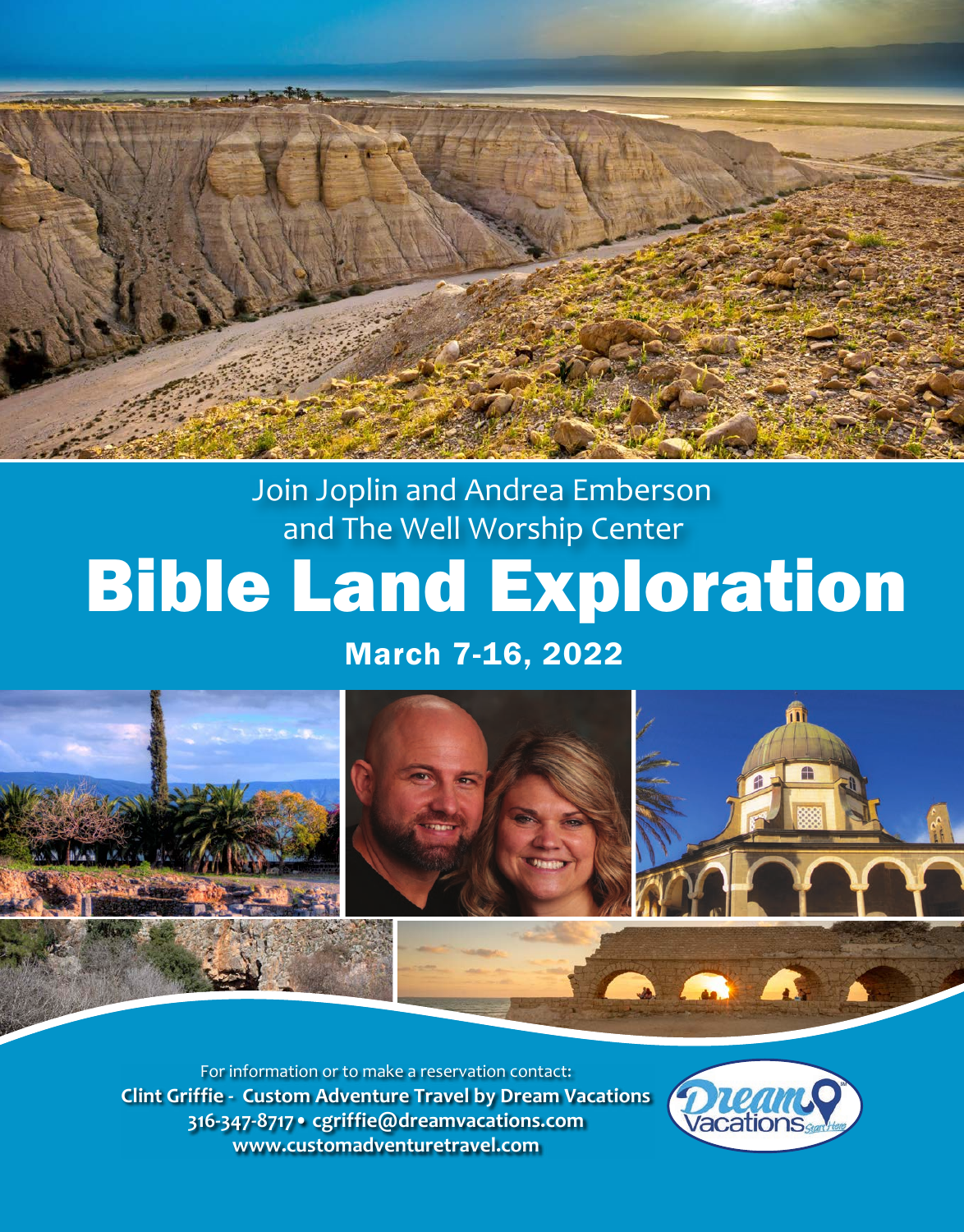Join Joplin and Andrea Emberson
and The Well Worship Center

# Bible Land Exploration

## March 7-16, 2022

For information or to make a reservation contact:
**Clint Griffie - Custom Adventure Travel by Dream Vacations**
**316-347-8717 • cgriffie@dreamvacations.com**
**www.customadventuretravel.com**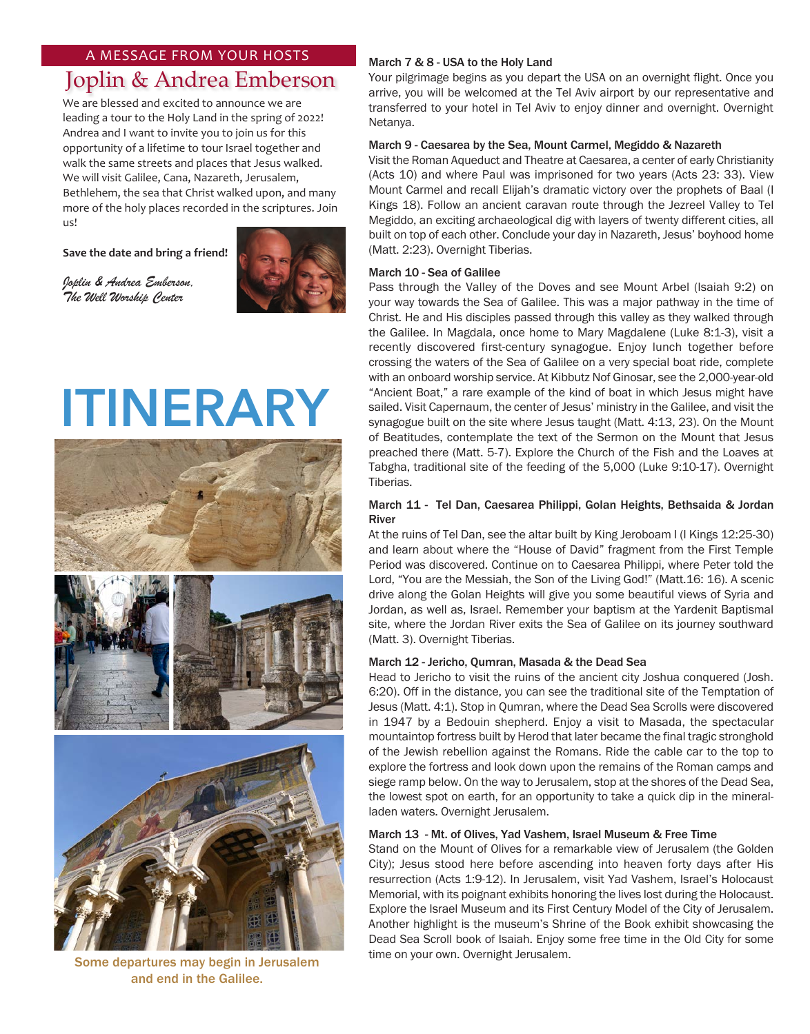## A MESSAGE FROM YOUR HOSTS

# Joplin & Andrea Emberson

We are blessed and excited to announce we are leading a tour to the Holy Land in the spring of 2022! Andrea and I want to invite you to join us for this opportunity of a lifetime to tour Israel together and walk the same streets and places that Jesus walked. We will visit Galilee, Cana, Nazareth, Jerusalem, Bethlehem, the sea that Christ walked upon, and many more of the holy places recorded in the scriptures. Join us!

**Save the date and bring a friend!**

*Joplin & Andrea Emberson,*
*The Well Worship Center*

# ITINERARY

Some departures may begin in Jerusalem and end in the Galilee.

**March 7 & 8 - USA to the Holy Land**

Your pilgrimage begins as you depart the USA on an overnight flight. Once you arrive, you will be welcomed at the Tel Aviv airport by our representative and transferred to your hotel in Tel Aviv to enjoy dinner and overnight. Overnight Netanya.

**March 9 - Caesarea by the Sea, Mount Carmel, Megiddo & Nazareth**

Visit the Roman Aqueduct and Theatre at Caesarea, a center of early Christianity (Acts 10) and where Paul was imprisoned for two years (Acts 23: 33). View Mount Carmel and recall Elijah's dramatic victory over the prophets of Baal (I Kings 18). Follow an ancient caravan route through the Jezreel Valley to Tel Megiddo, an exciting archaeological dig with layers of twenty different cities, all built on top of each other. Conclude your day in Nazareth, Jesus' boyhood home (Matt. 2:23). Overnight Tiberias.

**March 10 - Sea of Galilee**

Pass through the Valley of the Doves and see Mount Arbel (Isaiah 9:2) on your way towards the Sea of Galilee. This was a major pathway in the time of Christ. He and His disciples passed through this valley as they walked through the Galilee. In Magdala, once home to Mary Magdalene (Luke 8:1-3), visit a recently discovered first-century synagogue. Enjoy lunch together before crossing the waters of the Sea of Galilee on a very special boat ride, complete with an onboard worship service. At Kibbutz Nof Ginosar, see the 2,000-year-old "Ancient Boat," a rare example of the kind of boat in which Jesus might have sailed. Visit Capernaum, the center of Jesus' ministry in the Galilee, and visit the synagogue built on the site where Jesus taught (Matt. 4:13, 23). On the Mount of Beatitudes, contemplate the text of the Sermon on the Mount that Jesus preached there (Matt. 5-7). Explore the Church of the Fish and the Loaves at Tabgha, traditional site of the feeding of the 5,000 (Luke 9:10-17). Overnight Tiberias.

**March 11 - Tel Dan, Caesarea Philippi, Golan Heights, Bethsaida & Jordan River**

At the ruins of Tel Dan, see the altar built by King Jeroboam I (I Kings 12:25-30) and learn about where the "House of David" fragment from the First Temple Period was discovered. Continue on to Caesarea Philippi, where Peter told the Lord, "You are the Messiah, the Son of the Living God!" (Matt.16: 16). A scenic drive along the Golan Heights will give you some beautiful views of Syria and Jordan, as well as, Israel. Remember your baptism at the Yardenit Baptismal site, where the Jordan River exits the Sea of Galilee on its journey southward (Matt. 3). Overnight Tiberias.

**March 12 - Jericho, Qumran, Masada & the Dead Sea**

Head to Jericho to visit the ruins of the ancient city Joshua conquered (Josh. 6:20). Off in the distance, you can see the traditional site of the Temptation of Jesus (Matt. 4:1). Stop in Qumran, where the Dead Sea Scrolls were discovered in 1947 by a Bedouin shepherd. Enjoy a visit to Masada, the spectacular mountaintop fortress built by Herod that later became the final tragic stronghold of the Jewish rebellion against the Romans. Ride the cable car to the top to explore the fortress and look down upon the remains of the Roman camps and siege ramp below. On the way to Jerusalem, stop at the shores of the Dead Sea, the lowest spot on earth, for an opportunity to take a quick dip in the mineral-laden waters. Overnight Jerusalem.

**March 13 - Mt. of Olives, Yad Vashem, Israel Museum & Free Time**

Stand on the Mount of Olives for a remarkable view of Jerusalem (the Golden City); Jesus stood here before ascending into heaven forty days after His resurrection (Acts 1:9-12). In Jerusalem, visit Yad Vashem, Israel's Holocaust Memorial, with its poignant exhibits honoring the lives lost during the Holocaust. Explore the Israel Museum and its First Century Model of the City of Jerusalem. Another highlight is the museum's Shrine of the Book exhibit showcasing the Dead Sea Scroll book of Isaiah. Enjoy some free time in the Old City for some time on your own. Overnight Jerusalem.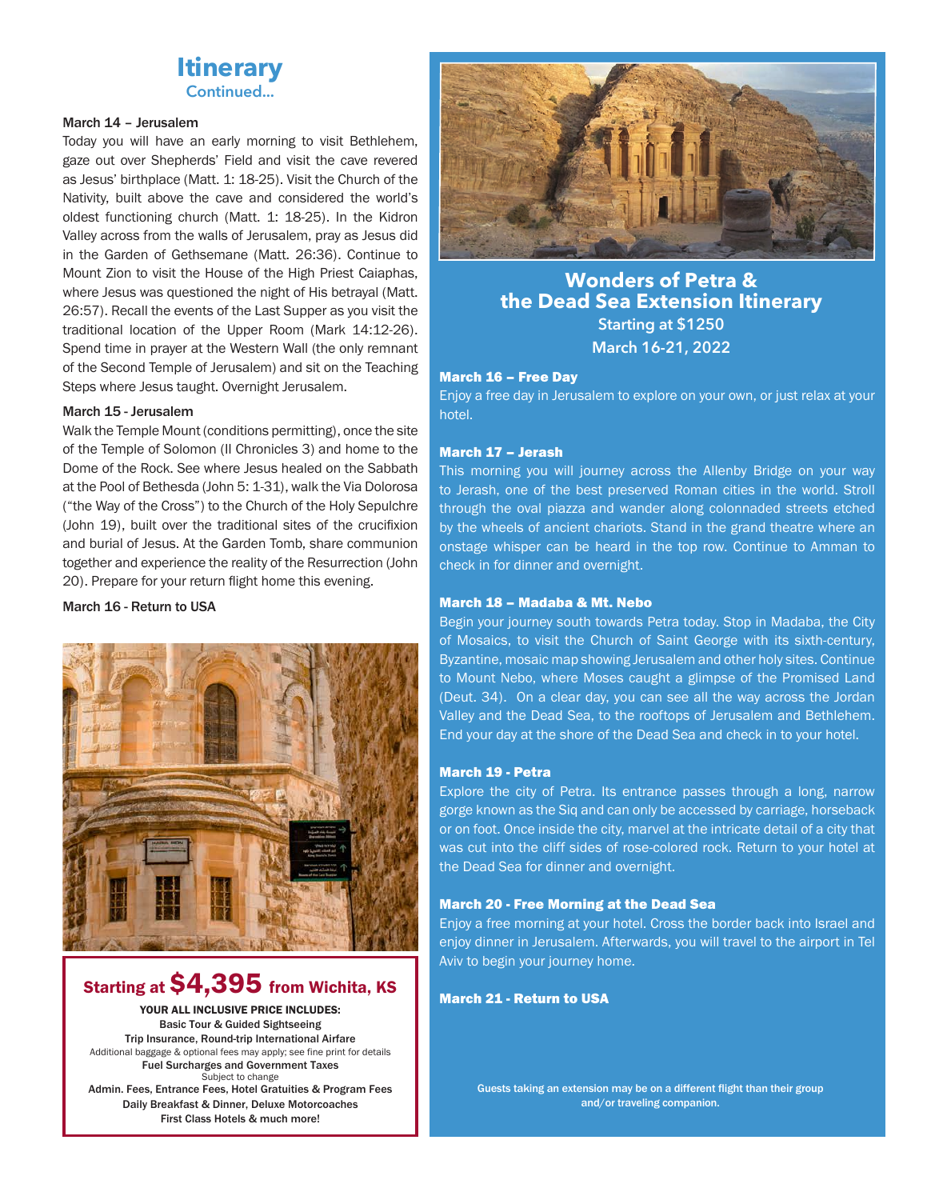# Itinerary

## Continued...

**March 14 – Jerusalem**

Today you will have an early morning to visit Bethlehem, gaze out over Shepherds' Field and visit the cave revered as Jesus' birthplace (Matt. 1: 18-25). Visit the Church of the Nativity, built above the cave and considered the world's oldest functioning church (Matt. 1: 18-25). In the Kidron Valley across from the walls of Jerusalem, pray as Jesus did in the Garden of Gethsemane (Matt. 26:36). Continue to Mount Zion to visit the House of the High Priest Caiaphas, where Jesus was questioned the night of His betrayal (Matt. 26:57). Recall the events of the Last Supper as you visit the traditional location of the Upper Room (Mark 14:12-26). Spend time in prayer at the Western Wall (the only remnant of the Second Temple of Jerusalem) and sit on the Teaching Steps where Jesus taught. Overnight Jerusalem.

**March 15 - Jerusalem**

Walk the Temple Mount (conditions permitting), once the site of the Temple of Solomon (II Chronicles 3) and home to the Dome of the Rock. See where Jesus healed on the Sabbath at the Pool of Bethesda (John 5: 1-31), walk the Via Dolorosa ("the Way of the Cross") to the Church of the Holy Sepulchre (John 19), built over the traditional sites of the crucifixion and burial of Jesus. At the Garden Tomb, share communion together and experience the reality of the Resurrection (John 20). Prepare for your return flight home this evening.

**March 16 - Return to USA**

## Starting at $4,395 from Wichita, KS

**YOUR ALL INCLUSIVE PRICE INCLUDES:**

**Basic Tour & Guided Sightseeing**
**Trip Insurance, Round-trip International Airfare**
Additional baggage & optional fees may apply; see fine print for details
**Fuel Surcharges and Government Taxes**
Subject to change
**Admin. Fees, Entrance Fees, Hotel Gratuities & Program Fees**
**Daily Breakfast & Dinner, Deluxe Motorcoaches**
**First Class Hotels & much more!**

## Wonders of Petra & the Dead Sea Extension Itinerary

**Starting at $1250**
**March 16-21, 2022**

**March 16 – Free Day**

Enjoy a free day in Jerusalem to explore on your own, or just relax at your hotel.

**March 17 – Jerash**

This morning you will journey across the Allenby Bridge on your way to Jerash, one of the best preserved Roman cities in the world. Stroll through the oval piazza and wander along colonnaded streets etched by the wheels of ancient chariots. Stand in the grand theatre where an onstage whisper can be heard in the top row. Continue to Amman to check in for dinner and overnight.

**March 18 – Madaba & Mt. Nebo**

Begin your journey south towards Petra today. Stop in Madaba, the City of Mosaics, to visit the Church of Saint George with its sixth-century, Byzantine, mosaic map showing Jerusalem and other holy sites. Continue to Mount Nebo, where Moses caught a glimpse of the Promised Land (Deut. 34). On a clear day, you can see all the way across the Jordan Valley and the Dead Sea, to the rooftops of Jerusalem and Bethlehem. End your day at the shore of the Dead Sea and check in to your hotel.

**March 19 - Petra**

Explore the city of Petra. Its entrance passes through a long, narrow gorge known as the Siq and can only be accessed by carriage, horseback or on foot. Once inside the city, marvel at the intricate detail of a city that was cut into the cliff sides of rose-colored rock. Return to your hotel at the Dead Sea for dinner and overnight.

**March 20 - Free Morning at the Dead Sea**

Enjoy a free morning at your hotel. Cross the border back into Israel and enjoy dinner in Jerusalem. Afterwards, you will travel to the airport in Tel Aviv to begin your journey home.

**March 21 - Return to USA**

**Guests taking an extension may be on a different flight than their group and/or traveling companion.**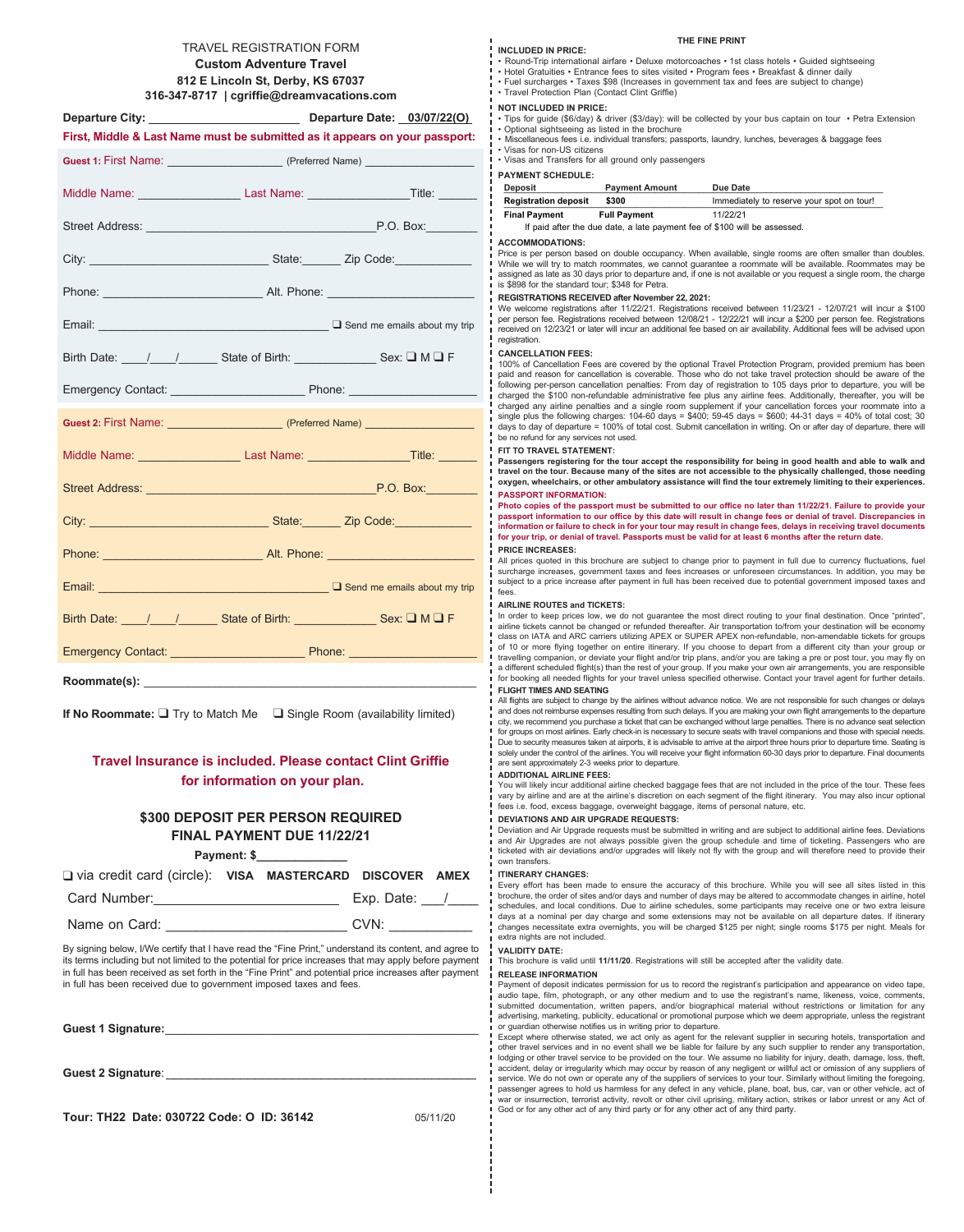TRAVEL REGISTRATION FORM

**Custom Adventure Travel**

**812 E Lincoln St, Derby, KS 67037**

**316-347-8717 | cgriffie@dreamvacations.com**

**Departure City:** ______________________ **Departure Date:** 03/07/22(O)

**First, Middle & Last Name must be submitted as it appears on your passport:**

**Guest 1:** First Name: ________________ (Preferred Name) ________________

Middle Name: ______________ Last Name: ______________ Title: ______

Street Address: ________________________________ P.O. Box: ________

City: ________________________ State: ______ Zip Code: ___________

Phone: ______________________ Alt. Phone: ______________________

Email: ____________________________________ ❑ Send me emails about my trip

Birth Date: ____/____/______ State of Birth: ____________ Sex: ❑ M ❑ F

Emergency Contact: ____________________ Phone: ____________________

**Guest 2:** First Name: ________________ (Preferred Name) ________________

Middle Name: ______________ Last Name: ______________ Title: ______

Street Address: ________________________________ P.O. Box: ________

City: ________________________ State: ______ Zip Code: ___________

Phone: ______________________ Alt. Phone: ______________________

Email: ____________________________________ ❑ Send me emails about my trip

Birth Date: ____/____/______ State of Birth: ____________ Sex: ❑ M ❑ F

Emergency Contact: ____________________ Phone: ____________________

**Roommate(s):** ______________________________________________

**If No Roommate:** ❑ Try to Match Me ❑ Single Room (availability limited)

**Travel Insurance is included. Please contact Clint Griffie for information on your plan.**

**$300 DEPOSIT PER PERSON REQUIRED**

**FINAL PAYMENT DUE 11/22/21**

**Payment: $**_____________

❑ via credit card (circle): **VISA MASTERCARD DISCOVER AMEX**

Card Number: ________________________ Exp. Date: ___/____

Name on Card: ______________________ CVN: ___________

By signing below, I/We certify that I have read the "Fine Print," understand its content, and agree to its terms including but not limited to the potential for price increases that may apply before payment in full has been received as set forth in the "Fine Print" and potential price increases after payment in full has been received due to government imposed taxes and fees.

**Guest 1 Signature:** ______________________________________________

**Guest 2 Signature:** ______________________________________________

**Tour: TH22 Date: 030722 Code: O ID: 36142** 05/11/20

## THE FINE PRINT

**INCLUDED IN PRICE:**

- Round-Trip international airfare • Deluxe motorcoaches • 1st class hotels • Guided sightseeing
- Hotel Gratuities • Entrance fees to sites visited • Program fees • Breakfast & dinner daily
- Fuel surcharges • Taxes $98 (Increases in government tax and fees are subject to change)
- Travel Protection Plan (Contact Clint Griffie)

**NOT INCLUDED IN PRICE:**

- Tips for guide ($6/day) & driver ($3/day): will be collected by your bus captain on tour • Petra Extension
- Optional sightseeing as listed in the brochure
- Miscellaneous fees i.e. individual transfers; passports, laundry, lunches, beverages & baggage fees
- Visas for non-US citizens
- Visas and Transfers for all ground only passengers

**PAYMENT SCHEDULE:**

| Deposit | Payment Amount | Due Date |
|---|---|---|
| **Registration deposit** | **$300** | Immediately to reserve your spot on tour! |
| **Final Payment** | **Full Payment** | 11/22/21 |

If paid after the due date, a late payment fee of $100 will be assessed.

**ACCOMMODATIONS:**

Price is per person based on double occupancy. When available, single rooms are often smaller than doubles. While we will try to match roommates, we cannot guarantee a roommate will be available. Roommates may be assigned as late as 30 days prior to departure and, if one is not available or you request a single room, the charge is $898 for the standard tour; $348 for Petra.

**REGISTRATIONS RECEIVED after November 22, 2021:**

We welcome registrations after 11/22/21. Registrations received between 11/23/21 - 12/07/21 will incur a $100 per person fee. Registrations received between 12/08/21 - 12/22/21 will incur a $200 per person fee. Registrations received on 12/23/21 or later will incur an additional fee based on air availability. Additional fees will be advised upon registration.

**CANCELLATION FEES:**

100% of Cancellation Fees are covered by the optional Travel Protection Program, provided premium has been paid and reason for cancellation is coverable. Those who do not take travel protection should be aware of the following per-person cancellation penalties: From day of registration to 105 days prior to departure, you will be charged the $100 non-refundable administrative fee plus any airline fees. Additionally, thereafter, you will be charged any airline penalties and a single room supplement if your cancellation forces your roommate into a single plus the following charges: 104-60 days = $400; 59-45 days = $600; 44-31 days = 40% of total cost; 30 days to day of departure = 100% of total cost. Submit cancellation in writing. On or after day of departure, there will be no refund for any services not used.

**FIT TO TRAVEL STATEMENT:**

**Passengers registering for the tour accept the responsibility for being in good health and able to walk and travel on the tour. Because many of the sites are not accessible to the physically challenged, those needing oxygen, wheelchairs, or other ambulatory assistance will find the tour extremely limiting to their experiences.**

**PASSPORT INFORMATION:**

**Photo copies of the passport must be submitted to our office no later than 11/22/21. Failure to provide your passport information to our office by this date will result in change fees or denial of travel. Discrepancies in information or failure to check in for your tour may result in change fees, delays in receiving travel documents for your trip, or denial of travel. Passports must be valid for at least 6 months after the return date.**

**PRICE INCREASES:**

All prices quoted in this brochure are subject to change prior to payment in full due to currency fluctuations, fuel surcharge increases, government taxes and fees increases or unforeseen circumstances. In addition, you may be subject to a price increase after payment in full has been received due to potential government imposed taxes and fees.

**AIRLINE ROUTES and TICKETS:**

In order to keep prices low, we do not guarantee the most direct routing to your final destination. Once "printed", airline tickets cannot be changed or refunded thereafter. Air transportation to/from your destination will be economy class on IATA and ARC carriers utilizing APEX or SUPER APEX non-refundable, non-amendable tickets for groups of 10 or more flying together on entire itinerary. If you choose to depart from a different city than your group or travelling companion, or deviate your flight and/or trip plans, and/or you are taking a pre or post tour, you may fly on a different scheduled flight(s) than the rest of your group. If you make your own air arrangements, you are responsible for booking all needed flights for your travel unless specified otherwise. Contact your travel agent for further details.

**FLIGHT TIMES AND SEATING**

All flights are subject to change by the airlines without advance notice. We are not responsible for such changes or delays and does not reimburse expenses resulting from such delays. If you are making your own flight arrangements to the departure city, we recommend you purchase a ticket that can be exchanged without large penalties. There is no advance seat selection for groups on most airlines. Early check-in is necessary to secure seats with travel companions and those with special needs. Due to security measures taken at airports, it is advisable to arrive at the airport three hours prior to departure time. Seating is solely under the control of the airlines. You will receive your flight information 60-30 days prior to departure. Final documents are sent approximately 2-3 weeks prior to departure.

**ADDITIONAL AIRLINE FEES:**

You will likely incur additional airline checked baggage fees that are not included in the price of the tour. These fees vary by airline and are at the airline's discretion on each segment of the flight itinerary. You may also incur optional fees i.e. food, excess baggage, overweight baggage, items of personal nature, etc.

**DEVIATIONS AND AIR UPGRADE REQUESTS:**

Deviation and Air Upgrade requests must be submitted in writing and are subject to additional airline fees. Deviations and Air Upgrades are not always possible given the group schedule and time of ticketing. Passengers who are ticketed with air deviations and/or upgrades will likely not fly with the group and will therefore need to provide their own transfers.

**ITINERARY CHANGES:**

Every effort has been made to ensure the accuracy of this brochure. While you will see all sites listed in this brochure, the order of sites and/or days and number of days may be altered to accommodate changes in airline, hotel schedules, and local conditions. Due to airline schedules, some participants may receive one or two extra leisure days at a nominal per day charge and some extensions may not be available on all departure dates. If itinerary changes necessitate extra overnights, you will be charged $125 per night; single rooms $175 per night. Meals for extra nights are not included.

**VALIDITY DATE:**

This brochure is valid until **11/11/20**. Registrations will still be accepted after the validity date.

**RELEASE INFORMATION**

Payment of deposit indicates permission for us to record the registrant's participation and appearance on video tape, audio tape, film, photograph, or any other medium and to use the registrant's name, likeness, voice, comments, submitted documentation, written papers, and/or biographical material without restrictions or limitation for any advertising, marketing, publicity, educational or promotional purpose which we deem appropriate, unless the registrant or guardian otherwise notifies us in writing prior to departure.

Except where otherwise stated, we act only as agent for the relevant supplier in securing hotels, transportation and other travel services and in no event shall we be liable for failure by any such supplier to render any transportation, lodging or other travel service to be provided on the tour. We assume no liability for injury, death, damage, loss, theft, accident, delay or irregularity which may occur by reason of any negligent or willful act or omission of any suppliers of service. We do not own or operate any of the suppliers of services to your tour. Similarly without limiting the foregoing, passenger agrees to hold us harmless for any defect in any vehicle, plane, boat, bus, car, van or other vehicle, act of war or insurrection, terrorist activity, revolt or other civil uprising, military action, strikes or labor unrest or any Act of God or for any other act of any third party or for any other act of any third party.